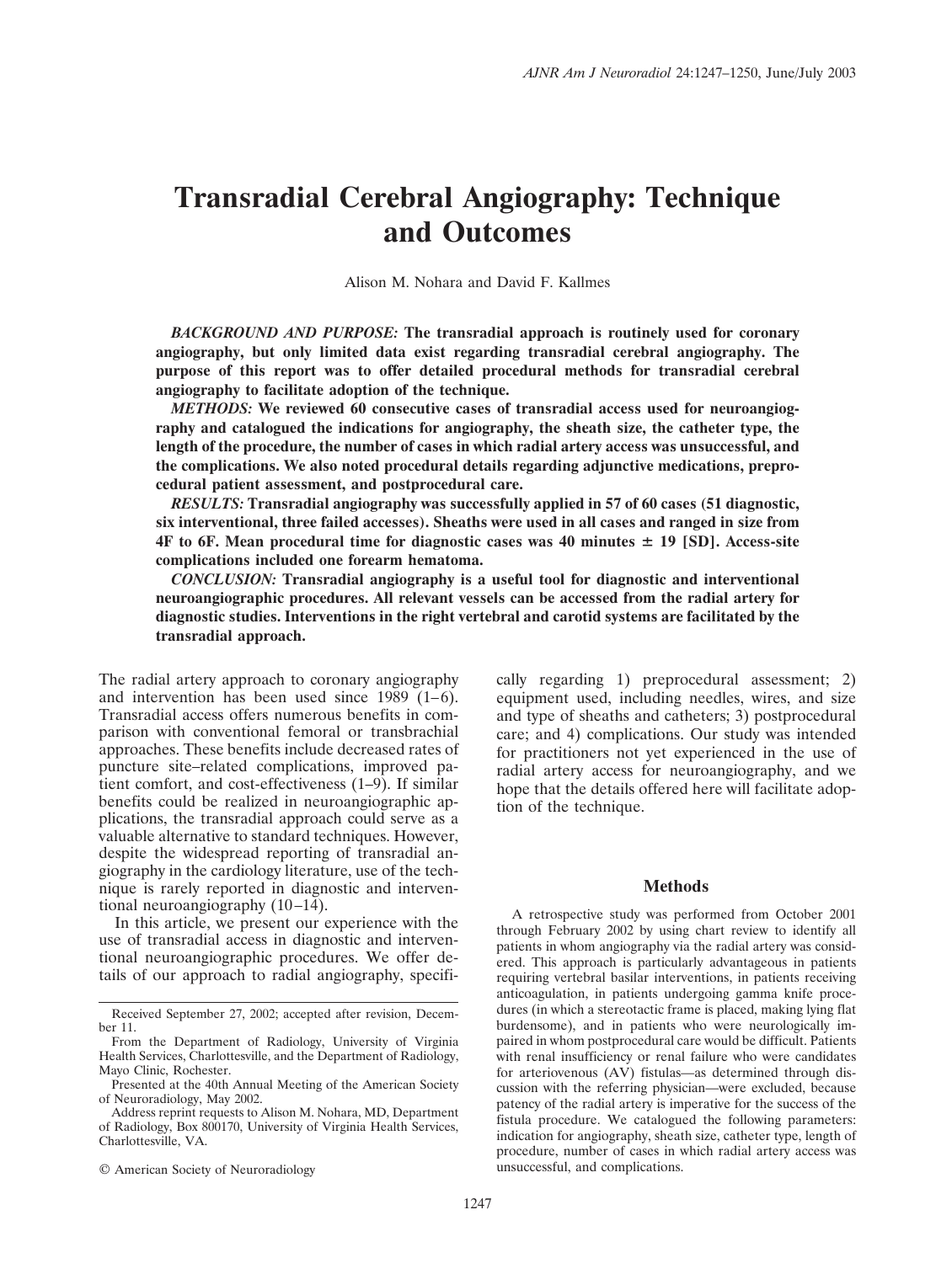# Transradial Cerebral Angiography: Technique and Outcomes

Alison M. Nohara and David F. Kallmes

***BACKGROUND AND PURPOSE:*** **The transradial approach is routinely used for coronary angiography, but only limited data exist regarding transradial cerebral angiography. The purpose of this report was to offer detailed procedural methods for transradial cerebral angiography to facilitate adoption of the technique.**

***METHODS:*** **We reviewed 60 consecutive cases of transradial access used for neuroangiography and catalogued the indications for angiography, the sheath size, the catheter type, the length of the procedure, the number of cases in which radial artery access was unsuccessful, and the complications. We also noted procedural details regarding adjunctive medications, preprocedural patient assessment, and postprocedural care.**

***RESULTS:*** **Transradial angiography was successfully applied in 57 of 60 cases (51 diagnostic, six interventional, three failed accesses). Sheaths were used in all cases and ranged in size from 4F to 6F. Mean procedural time for diagnostic cases was 40 minutes ± 19 [SD]. Access-site complications included one forearm hematoma.**

***CONCLUSION:*** **Transradial angiography is a useful tool for diagnostic and interventional neuroangiographic procedures. All relevant vessels can be accessed from the radial artery for diagnostic studies. Interventions in the right vertebral and carotid systems are facilitated by the transradial approach.**

The radial artery approach to coronary angiography and intervention has been used since 1989 (1–6). Transradial access offers numerous benefits in comparison with conventional femoral or transbrachial approaches. These benefits include decreased rates of puncture site–related complications, improved patient comfort, and cost-effectiveness (1–9). If similar benefits could be realized in neuroangiographic applications, the transradial approach could serve as a valuable alternative to standard techniques. However, despite the widespread reporting of transradial angiography in the cardiology literature, use of the technique is rarely reported in diagnostic and interventional neuroangiography (10–14).

In this article, we present our experience with the use of transradial access in diagnostic and interventional neuroangiographic procedures. We offer details of our approach to radial angiography, specifically regarding 1) preprocedural assessment; 2) equipment used, including needles, wires, and size and type of sheaths and catheters; 3) postprocedural care; and 4) complications. Our study was intended for practitioners not yet experienced in the use of radial artery access for neuroangiography, and we hope that the details offered here will facilitate adoption of the technique.

Received September 27, 2002; accepted after revision, December 11.

From the Department of Radiology, University of Virginia Health Services, Charlottesville, and the Department of Radiology, Mayo Clinic, Rochester.

Presented at the 40th Annual Meeting of the American Society of Neuroradiology, May 2002.

Address reprint requests to Alison M. Nohara, MD, Department of Radiology, Box 800170, University of Virginia Health Services, Charlottesville, VA.

© American Society of Neuroradiology

## Methods

A retrospective study was performed from October 2001 through February 2002 by using chart review to identify all patients in whom angiography via the radial artery was considered. This approach is particularly advantageous in patients requiring vertebral basilar interventions, in patients receiving anticoagulation, in patients undergoing gamma knife procedures (in which a stereotactic frame is placed, making lying flat burdensome), and in patients who were neurologically impaired in whom postprocedural care would be difficult. Patients with renal insufficiency or renal failure who were candidates for arteriovenous (AV) fistulas—as determined through discussion with the referring physician—were excluded, because patency of the radial artery is imperative for the success of the fistula procedure. We catalogued the following parameters: indication for angiography, sheath size, catheter type, length of procedure, number of cases in which radial artery access was unsuccessful, and complications.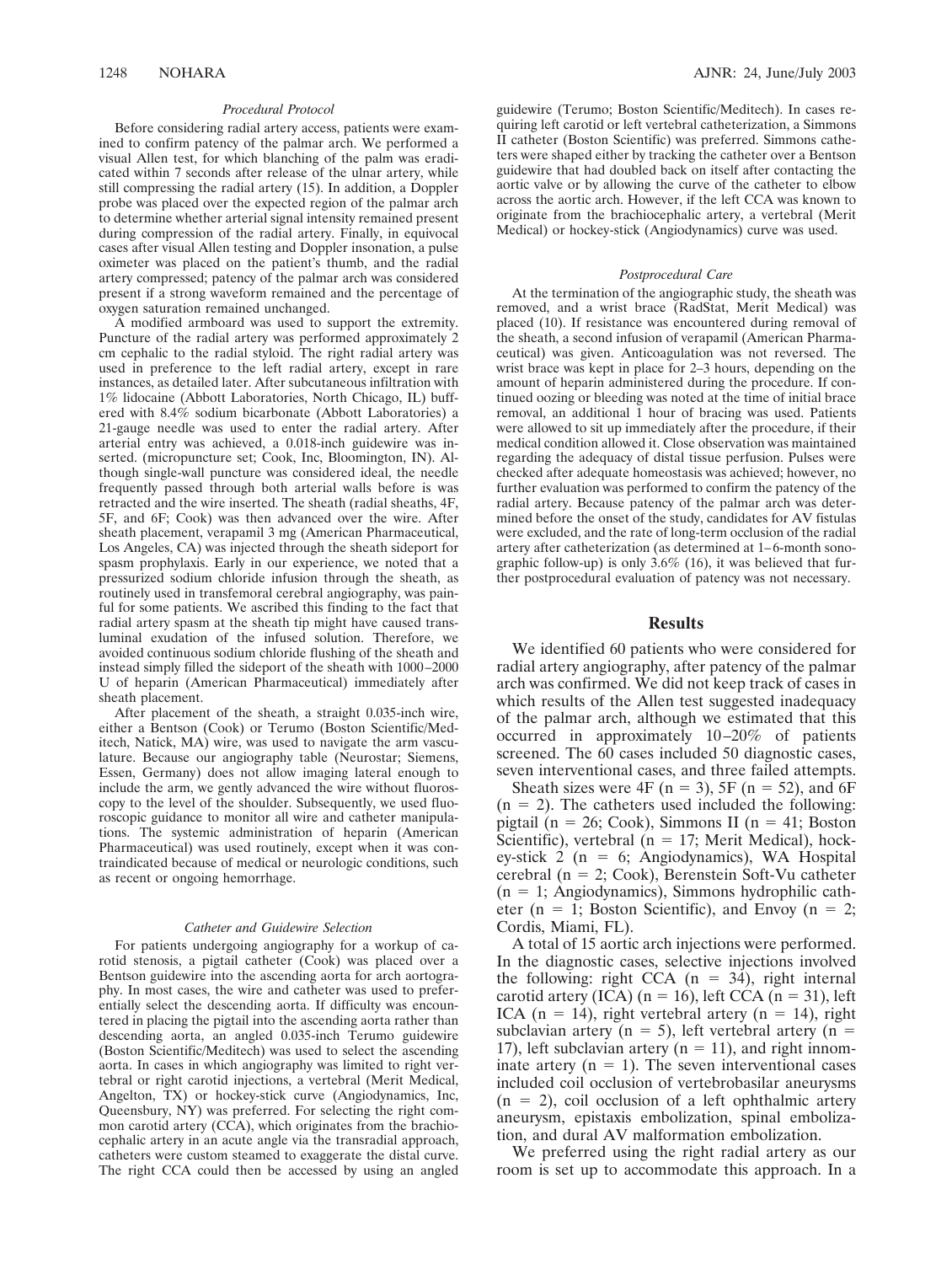### *Procedural Protocol*

Before considering radial artery access, patients were examined to confirm patency of the palmar arch. We performed a visual Allen test, for which blanching of the palm was eradicated within 7 seconds after release of the ulnar artery, while still compressing the radial artery (15). In addition, a Doppler probe was placed over the expected region of the palmar arch to determine whether arterial signal intensity remained present during compression of the radial artery. Finally, in equivocal cases after visual Allen testing and Doppler insonation, a pulse oximeter was placed on the patient's thumb, and the radial artery compressed; patency of the palmar arch was considered present if a strong waveform remained and the percentage of oxygen saturation remained unchanged.

A modified armboard was used to support the extremity. Puncture of the radial artery was performed approximately 2 cm cephalic to the radial styloid. The right radial artery was used in preference to the left radial artery, except in rare instances, as detailed later. After subcutaneous infiltration with 1% lidocaine (Abbott Laboratories, North Chicago, IL) buffered with 8.4% sodium bicarbonate (Abbott Laboratories) a 21-gauge needle was used to enter the radial artery. After arterial entry was achieved, a 0.018-inch guidewire was inserted. (micropuncture set; Cook, Inc, Bloomington, IN). Although single-wall puncture was considered ideal, the needle frequently passed through both arterial walls before is was retracted and the wire inserted. The sheath (radial sheaths, 4F, 5F, and 6F; Cook) was then advanced over the wire. After sheath placement, verapamil 3 mg (American Pharmaceutical, Los Angeles, CA) was injected through the sheath sideport for spasm prophylaxis. Early in our experience, we noted that a pressurized sodium chloride infusion through the sheath, as routinely used in transfemoral cerebral angiography, was painful for some patients. We ascribed this finding to the fact that radial artery spasm at the sheath tip might have caused transluminal exudation of the infused solution. Therefore, we avoided continuous sodium chloride flushing of the sheath and instead simply filled the sideport of the sheath with 1000–2000 U of heparin (American Pharmaceutical) immediately after sheath placement.

After placement of the sheath, a straight 0.035-inch wire, either a Bentson (Cook) or Terumo (Boston Scientific/Meditech, Natick, MA) wire, was used to navigate the arm vasculature. Because our angiography table (Neurostar; Siemens, Essen, Germany) does not allow imaging lateral enough to include the arm, we gently advanced the wire without fluoroscopy to the level of the shoulder. Subsequently, we used fluoroscopic guidance to monitor all wire and catheter manipulations. The systemic administration of heparin (American Pharmaceutical) was used routinely, except when it was contraindicated because of medical or neurologic conditions, such as recent or ongoing hemorrhage.

### *Catheter and Guidewire Selection*

For patients undergoing angiography for a workup of carotid stenosis, a pigtail catheter (Cook) was placed over a Bentson guidewire into the ascending aorta for arch aortography. In most cases, the wire and catheter was used to preferentially select the descending aorta. If difficulty was encountered in placing the pigtail into the ascending aorta rather than descending aorta, an angled 0.035-inch Terumo guidewire (Boston Scientific/Meditech) was used to select the ascending aorta. In cases in which angiography was limited to right vertebral or right carotid injections, a vertebral (Merit Medical, Angelton, TX) or hockey-stick curve (Angiodynamics, Inc, Queensbury, NY) was preferred. For selecting the right common carotid artery (CCA), which originates from the brachiocephalic artery in an acute angle via the transradial approach, catheters were custom steamed to exaggerate the distal curve. The right CCA could then be accessed by using an angled guidewire (Terumo; Boston Scientific/Meditech). In cases requiring left carotid or left vertebral catheterization, a Simmons II catheter (Boston Scientific) was preferred. Simmons catheters were shaped either by tracking the catheter over a Bentson guidewire that had doubled back on itself after contacting the aortic valve or by allowing the curve of the catheter to elbow across the aortic arch. However, if the left CCA was known to originate from the brachiocephalic artery, a vertebral (Merit Medical) or hockey-stick (Angiodynamics) curve was used.

### *Postprocedural Care*

At the termination of the angiographic study, the sheath was removed, and a wrist brace (RadStat, Merit Medical) was placed (10). If resistance was encountered during removal of the sheath, a second infusion of verapamil (American Pharmaceutical) was given. Anticoagulation was not reversed. The wrist brace was kept in place for 2–3 hours, depending on the amount of heparin administered during the procedure. If continued oozing or bleeding was noted at the time of initial brace removal, an additional 1 hour of bracing was used. Patients were allowed to sit up immediately after the procedure, if their medical condition allowed it. Close observation was maintained regarding the adequacy of distal tissue perfusion. Pulses were checked after adequate homeostasis was achieved; however, no further evaluation was performed to confirm the patency of the radial artery. Because patency of the palmar arch was determined before the onset of the study, candidates for AV fistulas were excluded, and the rate of long-term occlusion of the radial artery after catheterization (as determined at 1–6-month sonographic follow-up) is only 3.6% (16), it was believed that further postprocedural evaluation of patency was not necessary.

## Results

We identified 60 patients who were considered for radial artery angiography, after patency of the palmar arch was confirmed. We did not keep track of cases in which results of the Allen test suggested inadequacy of the palmar arch, although we estimated that this occurred in approximately 10–20% of patients screened. The 60 cases included 50 diagnostic cases, seven interventional cases, and three failed attempts.

Sheath sizes were 4F (n = 3), 5F (n = 52), and 6F (n = 2). The catheters used included the following: pigtail (n = 26; Cook), Simmons II (n = 41; Boston Scientific), vertebral (n = 17; Merit Medical), hockey-stick 2 (n = 6; Angiodynamics), WA Hospital cerebral (n = 2; Cook), Berenstein Soft-Vu catheter (n = 1; Angiodynamics), Simmons hydrophilic catheter (n = 1; Boston Scientific), and Envoy (n = 2; Cordis, Miami, FL).

A total of 15 aortic arch injections were performed. In the diagnostic cases, selective injections involved the following: right CCA (n = 34), right internal carotid artery (ICA) (n = 16), left CCA (n = 31), left ICA (n = 14), right vertebral artery (n = 14), right subclavian artery (n = 5), left vertebral artery (n = 17), left subclavian artery (n = 11), and right innominate artery (n = 1). The seven interventional cases included coil occlusion of vertebrobasilar aneurysms (n = 2), coil occlusion of a left ophthalmic artery aneurysm, epistaxis embolization, spinal embolization, and dural AV malformation embolization.

We preferred using the right radial artery as our room is set up to accommodate this approach. In a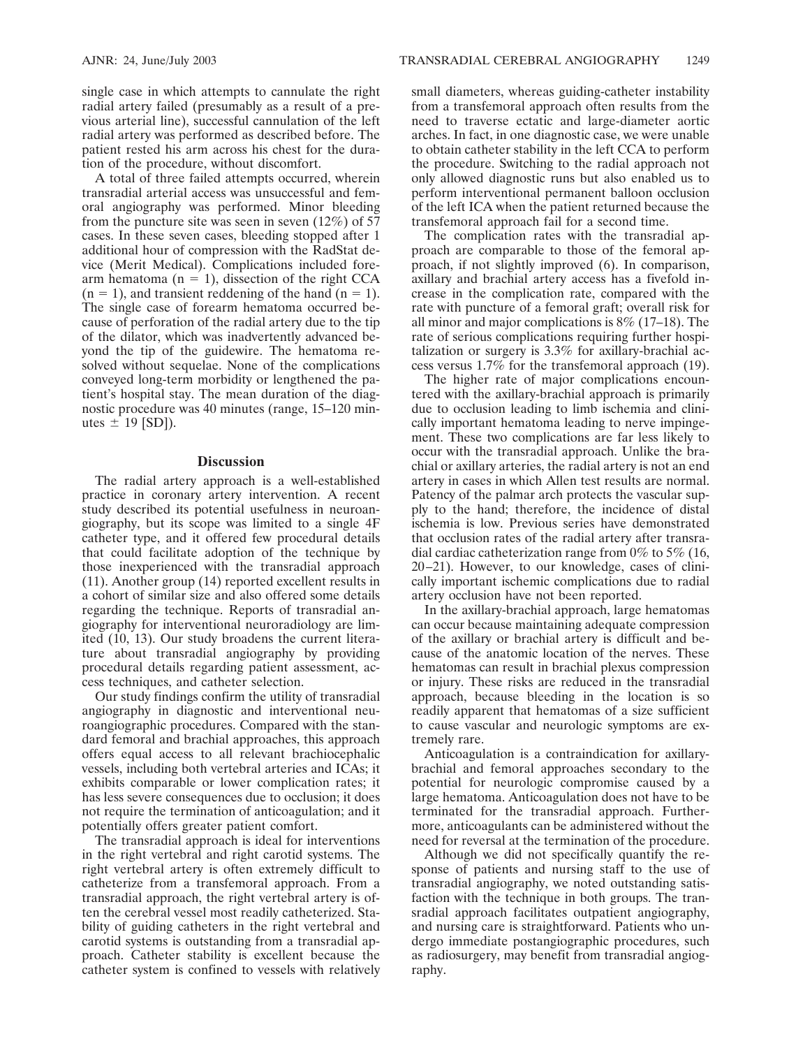single case in which attempts to cannulate the right radial artery failed (presumably as a result of a previous arterial line), successful cannulation of the left radial artery was performed as described before. The patient rested his arm across his chest for the duration of the procedure, without discomfort.

A total of three failed attempts occurred, wherein transradial arterial access was unsuccessful and femoral angiography was performed. Minor bleeding from the puncture site was seen in seven (12%) of 57 cases. In these seven cases, bleeding stopped after 1 additional hour of compression with the RadStat device (Merit Medical). Complications included forearm hematoma (n = 1), dissection of the right CCA (n = 1), and transient reddening of the hand (n = 1). The single case of forearm hematoma occurred because of perforation of the radial artery due to the tip of the dilator, which was inadvertently advanced beyond the tip of the guidewire. The hematoma resolved without sequelae. None of the complications conveyed long-term morbidity or lengthened the patient's hospital stay. The mean duration of the diagnostic procedure was 40 minutes (range, 15–120 minutes ± 19 [SD]).

## Discussion

The radial artery approach is a well-established practice in coronary artery intervention. A recent study described its potential usefulness in neuroangiography, but its scope was limited to a single 4F catheter type, and it offered few procedural details that could facilitate adoption of the technique by those inexperienced with the transradial approach (11). Another group (14) reported excellent results in a cohort of similar size and also offered some details regarding the technique. Reports of transradial angiography for interventional neuroradiology are limited (10, 13). Our study broadens the current literature about transradial angiography by providing procedural details regarding patient assessment, access techniques, and catheter selection.

Our study findings confirm the utility of transradial angiography in diagnostic and interventional neuroangiographic procedures. Compared with the standard femoral and brachial approaches, this approach offers equal access to all relevant brachiocephalic vessels, including both vertebral arteries and ICAs; it exhibits comparable or lower complication rates; it has less severe consequences due to occlusion; it does not require the termination of anticoagulation; and it potentially offers greater patient comfort.

The transradial approach is ideal for interventions in the right vertebral and right carotid systems. The right vertebral artery is often extremely difficult to catheterize from a transfemoral approach. From a transradial approach, the right vertebral artery is often the cerebral vessel most readily catheterized. Stability of guiding catheters in the right vertebral and carotid systems is outstanding from a transradial approach. Catheter stability is excellent because the catheter system is confined to vessels with relatively small diameters, whereas guiding-catheter instability from a transfemoral approach often results from the need to traverse ectatic and large-diameter aortic arches. In fact, in one diagnostic case, we were unable to obtain catheter stability in the left CCA to perform the procedure. Switching to the radial approach not only allowed diagnostic runs but also enabled us to perform interventional permanent balloon occlusion of the left ICA when the patient returned because the transfemoral approach fail for a second time.

The complication rates with the transradial approach are comparable to those of the femoral approach, if not slightly improved (6). In comparison, axillary and brachial artery access has a fivefold increase in the complication rate, compared with the rate with puncture of a femoral graft; overall risk for all minor and major complications is 8% (17–18). The rate of serious complications requiring further hospitalization or surgery is 3.3% for axillary-brachial access versus 1.7% for the transfemoral approach (19).

The higher rate of major complications encountered with the axillary-brachial approach is primarily due to occlusion leading to limb ischemia and clinically important hematoma leading to nerve impingement. These two complications are far less likely to occur with the transradial approach. Unlike the brachial or axillary arteries, the radial artery is not an end artery in cases in which Allen test results are normal. Patency of the palmar arch protects the vascular supply to the hand; therefore, the incidence of distal ischemia is low. Previous series have demonstrated that occlusion rates of the radial artery after transradial cardiac catheterization range from 0% to 5% (16, 20–21). However, to our knowledge, cases of clinically important ischemic complications due to radial artery occlusion have not been reported.

In the axillary-brachial approach, large hematomas can occur because maintaining adequate compression of the axillary or brachial artery is difficult and because of the anatomic location of the nerves. These hematomas can result in brachial plexus compression or injury. These risks are reduced in the transradial approach, because bleeding in the location is so readily apparent that hematomas of a size sufficient to cause vascular and neurologic symptoms are extremely rare.

Anticoagulation is a contraindication for axillary-brachial and femoral approaches secondary to the potential for neurologic compromise caused by a large hematoma. Anticoagulation does not have to be terminated for the transradial approach. Furthermore, anticoagulants can be administered without the need for reversal at the termination of the procedure.

Although we did not specifically quantify the response of patients and nursing staff to the use of transradial angiography, we noted outstanding satisfaction with the technique in both groups. The transradial approach facilitates outpatient angiography, and nursing care is straightforward. Patients who undergo immediate postangiographic procedures, such as radiosurgery, may benefit from transradial angiography.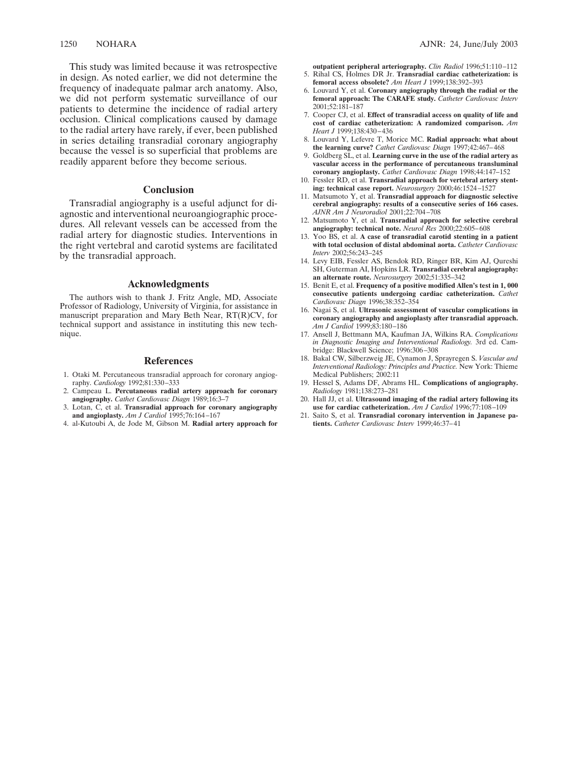This study was limited because it was retrospective in design. As noted earlier, we did not determine the frequency of inadequate palmar arch anatomy. Also, we did not perform systematic surveillance of our patients to determine the incidence of radial artery occlusion. Clinical complications caused by damage to the radial artery have rarely, if ever, been published in series detailing transradial coronary angiography because the vessel is so superficial that problems are readily apparent before they become serious.

## Conclusion

Transradial angiography is a useful adjunct for diagnostic and interventional neuroangiographic procedures. All relevant vessels can be accessed from the radial artery for diagnostic studies. Interventions in the right vertebral and carotid systems are facilitated by the transradial approach.

## Acknowledgments

The authors wish to thank J. Fritz Angle, MD, Associate Professor of Radiology, University of Virginia, for assistance in manuscript preparation and Mary Beth Near, RT(R)CV, for technical support and assistance in instituting this new technique.

## References

1. Otaki M. Percutaneous transradial approach for coronary angiography. *Cardiology* 1992;81:330–333
2. Campeau L. **Percutaneous radial artery approach for coronary angiography.** *Cathet Cardiovasc Diagn* 1989;16:3–7
3. Lotan, C, et al. **Transradial approach for coronary angiography and angioplasty.** *Am J Cardiol* 1995;76:164–167
4. al-Kutoubi A, de Jode M, Gibson M. **Radial artery approach for outpatient peripheral arteriography.** *Clin Radiol* 1996;51:110–112
5. Rihal CS, Holmes DR Jr. **Transradial cardiac catheterization: is femoral access obsolete?** *Am Heart J* 1999;138:392–393
6. Louvard Y, et al. **Coronary angiography through the radial or the femoral approach: The CARAFE study.** *Catheter Cardiovasc Interv* 2001;52:181–187
7. Cooper CJ, et al. **Effect of transradial access on quality of life and cost of cardiac catheterization: A randomized comparison.** *Am Heart J* 1999;138:430–436
8. Louvard Y, Lefevre T, Morice MC. **Radial approach: what about the learning curve?** *Cathet Cardiovasc Diagn* 1997;42:467–468
9. Goldberg SL, et al. **Learning curve in the use of the radial artery as vascular access in the performance of percutaneous transluminal coronary angioplasty.** *Cathet Cardiovasc Diagn* 1998;44:147–152
10. Fessler RD, et al. **Transradial approach for vertebral artery stenting: technical case report.** *Neurosurgery* 2000;46:1524–1527
11. Matsumoto Y, et al. **Transradial approach for diagnostic selective cerebral angiography: results of a consecutive series of 166 cases.** *AJNR Am J Neuroradiol* 2001;22:704–708
12. Matsumoto Y, et al. **Transradial approach for selective cerebral angiography: technical note.** *Neurol Res* 2000;22:605–608
13. Yoo BS, et al. **A case of transradial carotid stenting in a patient with total occlusion of distal abdominal aorta.** *Catheter Cardiovasc Interv* 2002;56:243–245
14. Levy EIB, Fessler AS, Bendok RD, Ringer BR, Kim AJ, Qureshi SH, Guterman AI, Hopkins LR. **Transradial cerebral angiography: an alternate route.** *Neurosurgery* 2002;51:335–342
15. Benit E, et al. **Frequency of a positive modified Allen's test in 1, 000 consecutive patients undergoing cardiac catheterization.** *Cathet Cardiovasc Diagn* 1996;38:352–354
16. Nagai S, et al. **Ultrasonic assessment of vascular complications in coronary angiography and angioplasty after transradial approach.** *Am J Cardiol* 1999;83:180–186
17. Ansell J, Bettmann MA, Kaufman JA, Wilkins RA. *Complications in Diagnostic Imaging and Interventional Radiology.* 3rd ed. Cambridge: Blackwell Science; 1996:306–308
18. Bakal CW, Silberzweig JE, Cynamon J, Sprayregen S. *Vascular and Interventional Radiology: Principles and Practice.* New York: Thieme Medical Publishers; 2002:11
19. Hessel S, Adams DF, Abrams HL. **Complications of angiography.** *Radiology* 1981;138:273–281
20. Hall JJ, et al. **Ultrasound imaging of the radial artery following its use for cardiac catheterization.** *Am J Cardiol* 1996;77:108–109
21. Saito S, et al. **Transradial coronary intervention in Japanese patients.** *Catheter Cardiovasc Interv* 1999;46:37–41